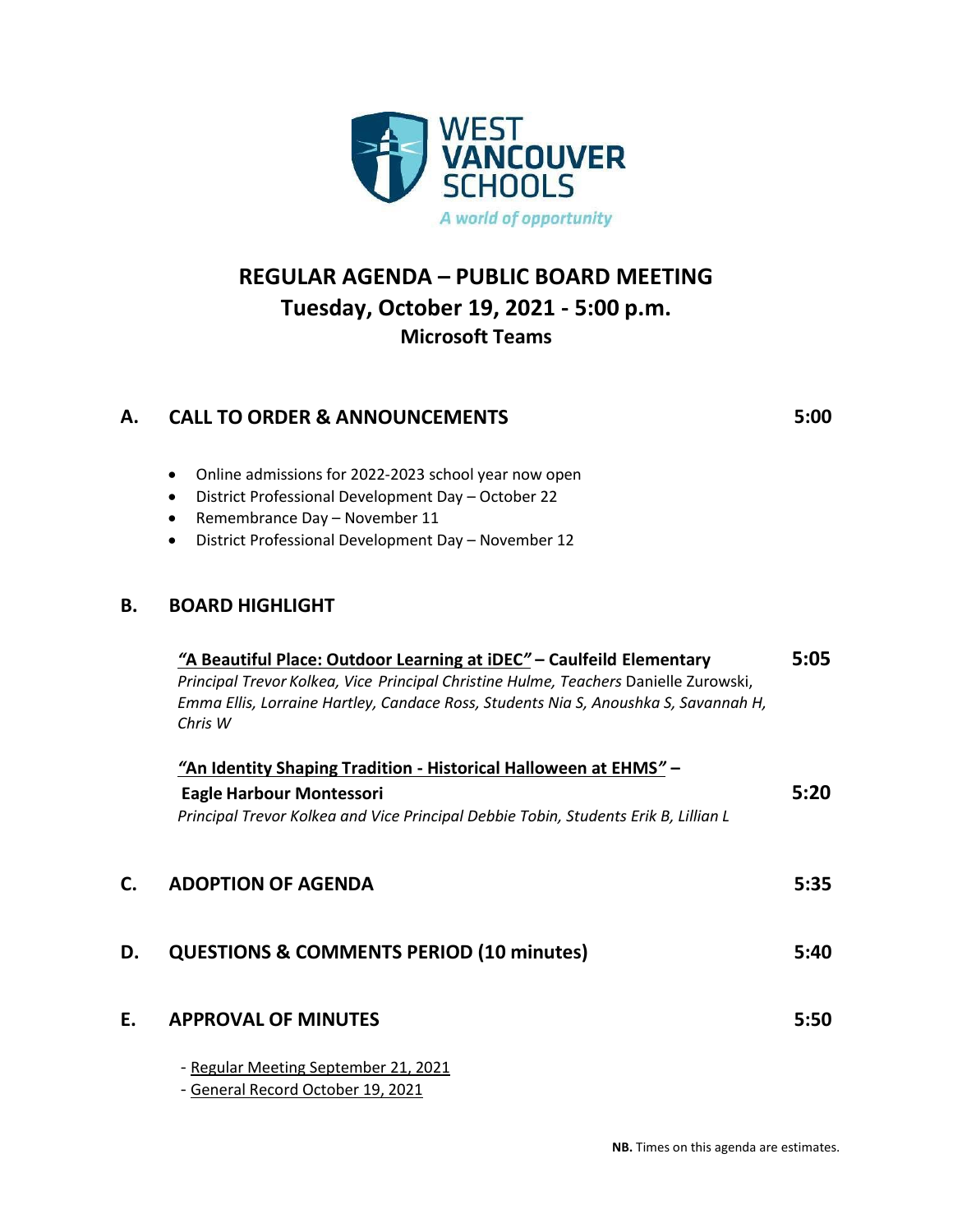WEST VANCOUVER SCHOOLS

*A world of opportunity*

# REGULAR AGENDA – PUBLIC BOARD MEETING
## Tuesday, October 19, 2021 - 5:00 p.m.
### Microsoft Teams

## A. CALL TO ORDER & ANNOUNCEMENTS — 5:00

- Online admissions for 2022-2023 school year now open
- District Professional Development Day – October 22
- Remembrance Day – November 11
- District Professional Development Day – November 12

## B. BOARD HIGHLIGHT

**"A Beautiful Place: Outdoor Learning at iDEC" – Caulfeild Elementary** — **5:05**
*Principal Trevor Kolkea, Vice Principal Christine Hulme, Teachers* Danielle Zurowski, *Emma Ellis, Lorraine Hartley, Candace Ross, Students Nia S, Anoushka S, Savannah H, Chris W*

**"An Identity Shaping Tradition - Historical Halloween at EHMS" – Eagle Harbour Montessori** — **5:20**
*Principal Trevor Kolkea and Vice Principal Debbie Tobin, Students Erik B, Lillian L*

## C. ADOPTION OF AGENDA — 5:35

## D. QUESTIONS & COMMENTS PERIOD (10 minutes) — 5:40

## E. APPROVAL OF MINUTES — 5:50

- Regular Meeting September 21, 2021
- General Record October 19, 2021

**NB.** Times on this agenda are estimates.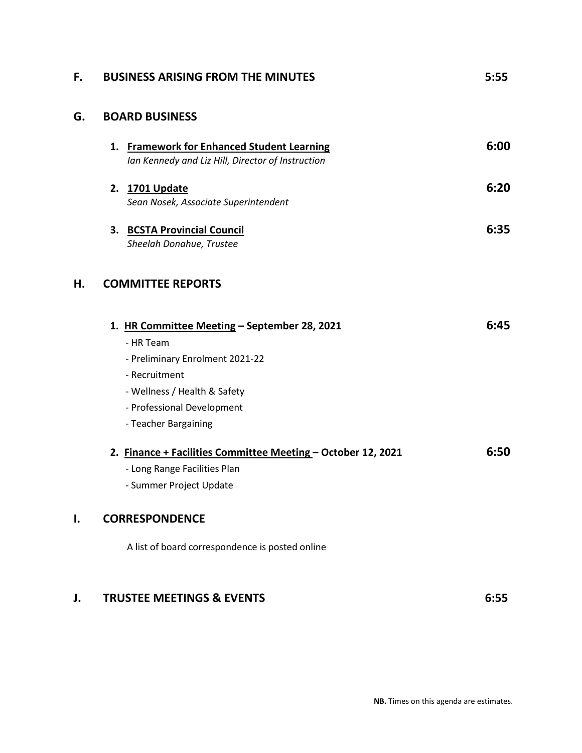## F. BUSINESS ARISING FROM THE MINUTES — 5:55

## G. BOARD BUSINESS

1. **Framework for Enhanced Student Learning** — **6:00**
   *Ian Kennedy and Liz Hill, Director of Instruction*

2. **1701 Update** — **6:20**
   *Sean Nosek, Associate Superintendent*

3. **BCSTA Provincial Council** — **6:35**
   *Sheelah Donahue, Trustee*

## H. COMMITTEE REPORTS

1. **HR Committee Meeting – September 28, 2021** — **6:45**
   - HR Team
   - Preliminary Enrolment 2021-22
   - Recruitment
   - Wellness / Health & Safety
   - Professional Development
   - Teacher Bargaining

2. **Finance + Facilities Committee Meeting – October 12, 2021** — **6:50**
   - Long Range Facilities Plan
   - Summer Project Update

## I. CORRESPONDENCE

A list of board correspondence is posted online

## J. TRUSTEE MEETINGS & EVENTS — 6:55

**NB.** Times on this agenda are estimates.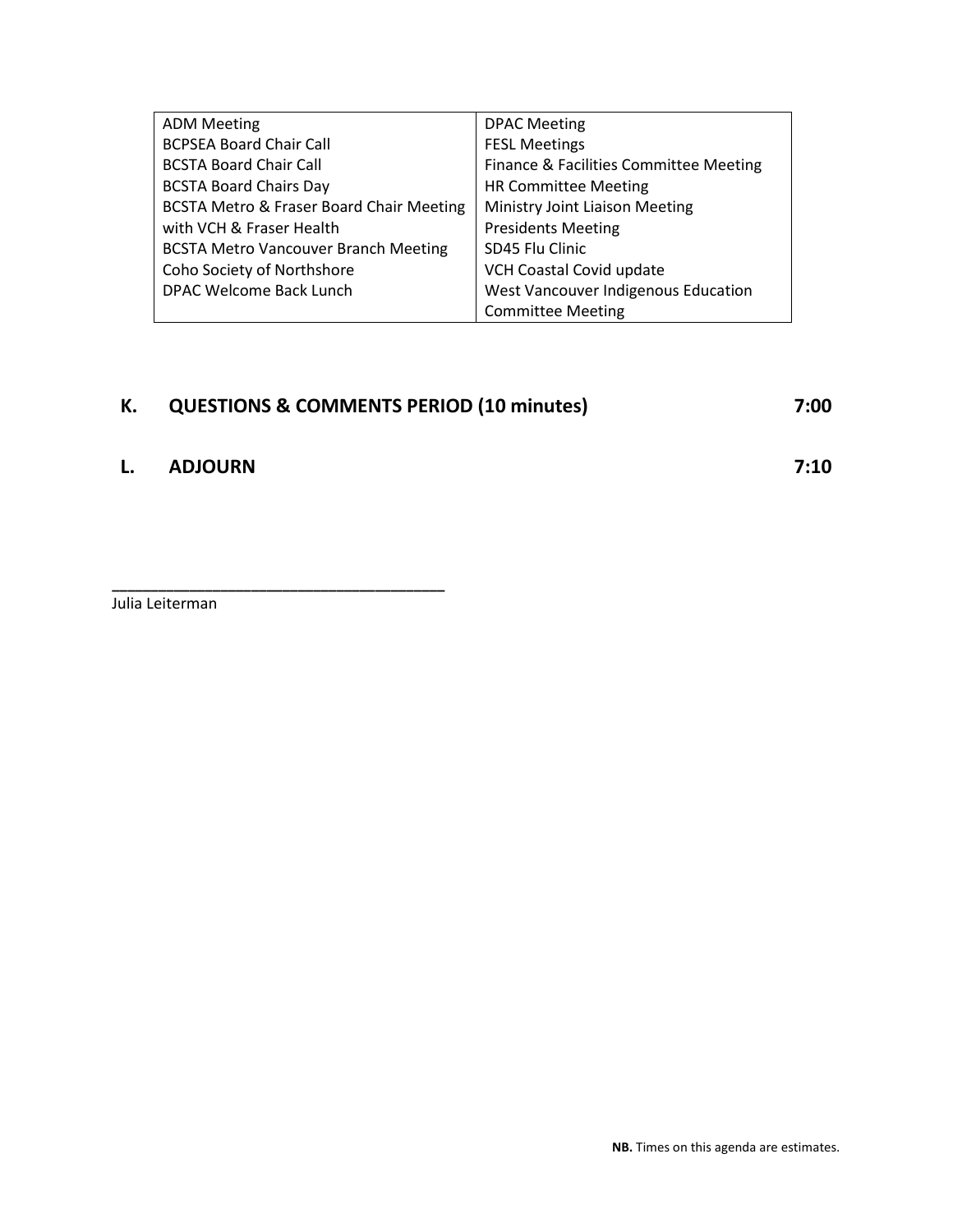| | |
|---|---|
| ADM Meeting | DPAC Meeting |
| BCPSEA Board Chair Call | FESL Meetings |
| BCSTA Board Chair Call | Finance & Facilities Committee Meeting |
| BCSTA Board Chairs Day | HR Committee Meeting |
| BCSTA Metro & Fraser Board Chair Meeting with VCH & Fraser Health | Ministry Joint Liaison Meeting |
| | Presidents Meeting |
| BCSTA Metro Vancouver Branch Meeting | SD45 Flu Clinic |
| Coho Society of Northshore | VCH Coastal Covid update |
| DPAC Welcome Back Lunch | West Vancouver Indigenous Education Committee Meeting |

## K. QUESTIONS & COMMENTS PERIOD (10 minutes) 7:00

## L. ADJOURN 7:10

\_\_\_\_\_\_\_\_\_\_\_\_\_\_\_\_\_\_\_\_\_\_\_\_\_\_\_\_\_\_\_\_\_\_\_\_\_\_

Julia Leiterman

**NB.** Times on this agenda are estimates.